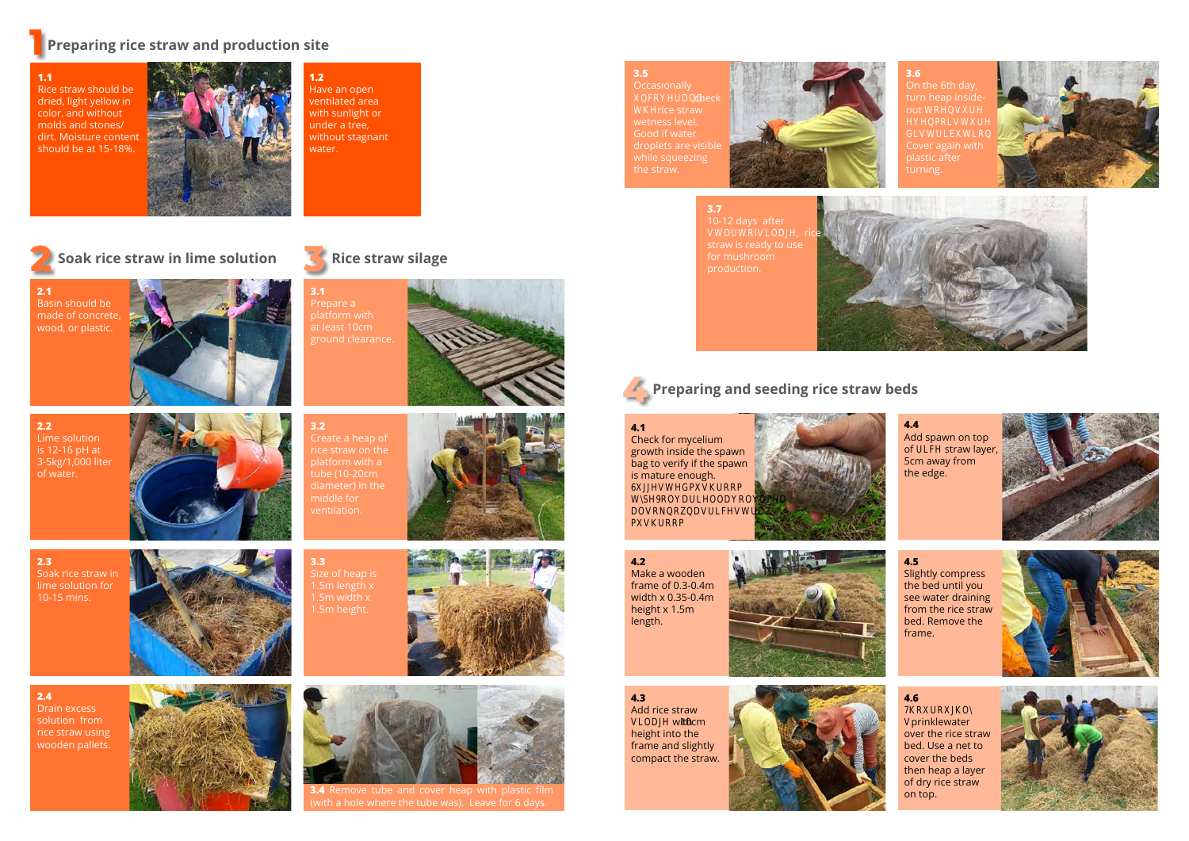# 1 Preparing rice straw and production site

**1.1**
Rice straw should be dried, light yellow in color, and without molds and stones/ dirt. Moisture content should be at 15-18%.

**1.2**
Have an open ventilated area with sunlight or under a tree, without stagnant water.

# 2 Soak rice straw in lime solution

**2.1**
Basin should be made of concrete, wood, or plastic.

**2.2**
Lime solution is 12-16 pH at 3-5kg/1,000 liter of water.

**2.3**
Soak rice straw in lime solution for 10-15 mins.

**2.4**
Drain excess solution from rice straw using wooden pallets.

# 3 Rice straw silage

**3.1**
Prepare a platform with at least 10cm ground clearance.

**3.2**
Create a heap of rice straw on the platform with a tube (10-20cm diameter) in the middle for ventilation.

**3.3**
Size of heap is 1.5m length x 1.5m width x 1.5m height.

**3.4** Remove tube and cover heap with plastic film (with a hole where the tube was). Leave for 6 days.

**3.5**
Occasionally uncover and check the rice straw wetness level. Good if water droplets are visible while squeezing the straw.

**3.6**
On the 6th day, turn heap inside-out to ensure even moisture distribution. Cover again with plastic after turning.

**3.7**
10-12 days after start of silage, rice straw is ready to use for mushroom production.

# 4 Preparing and seeding rice straw beds

**4.1**
Check for mycelium growth inside the spawn bag to verify if the spawn is mature enough. Suggested mushroom type Volvariella volvacea also known as rice straw mushroom

**4.2**
Make a wooden frame of 0.3-0.4m width x 0.35-0.4m height x 1.5m length.

**4.3**
Add rice straw silage with 10cm height into the frame and slightly compact the straw.

**4.4**
Add spawn on top of rice straw layer, 5cm away from the edge.

**4.5**
Slightly compress the bed until you see water draining from the rice straw bed. Remove the frame.

**4.6**
Thoroughly sprinkle water over the rice straw bed. Use a net to cover the beds then heap a layer of dry rice straw on top.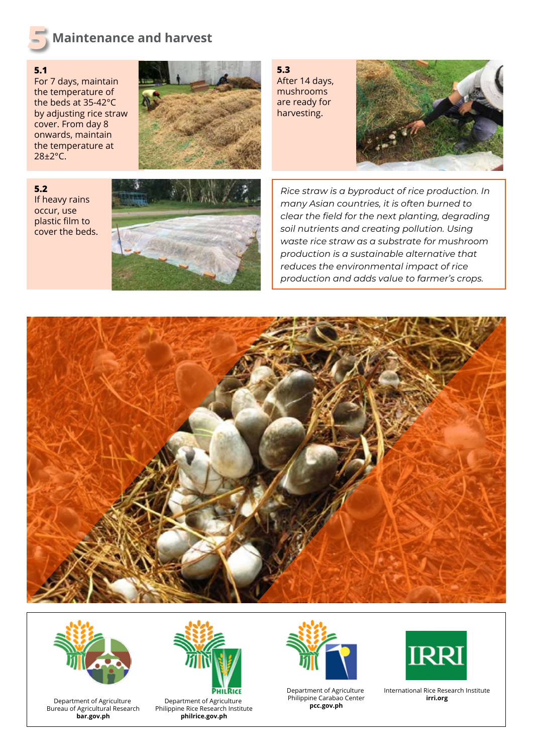## 5 Maintenance and harvest

**5.1**
For 7 days, maintain the temperature of the beds at 35-42°C by adjusting rice straw cover. From day 8 onwards, maintain the temperature at 28±2°C.

**5.2**
If heavy rains occur, use plastic film to cover the beds.

**5.3**
After 14 days, mushrooms are ready for harvesting.

*Rice straw is a byproduct of rice production. In many Asian countries, it is often burned to clear the field for the next planting, degrading soil nutrients and creating pollution. Using waste rice straw as a substrate for mushroom production is a sustainable alternative that reduces the environmental impact of rice production and adds value to farmer's crops.*

Department of Agriculture
Bureau of Agricultural Research
**bar.gov.ph**

Department of Agriculture
Philippine Rice Research Institute
**philrice.gov.ph**

Department of Agriculture
Philippine Carabao Center
**pcc.gov.ph**

International Rice Research Institute
**irri.org**